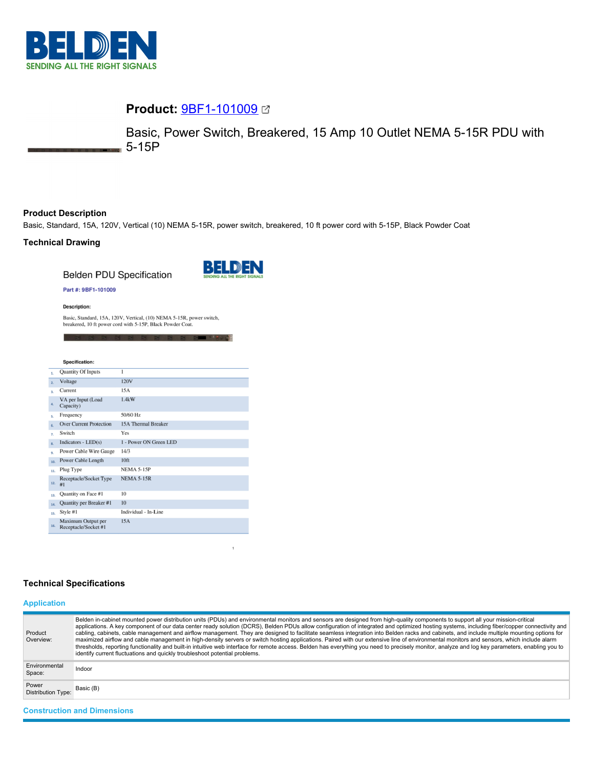**Product: 9BF1-101009**

Basic, Power Switch, Breakered, 15 Amp 10 Outlet NEMA 5-15R PDU with 5-15P

## Product Description

Basic, Standard, 15A, 120V, Vertical (10) NEMA 5-15R, power switch, breakered, 10 ft power cord with 5-15P, Black Powder Coat

## Technical Drawing

Belden PDU Specification

**Part #: 9BF1-101009**

**Description:**

Basic, Standard, 15A, 120V, Vertical, (10) NEMA 5-15R, power switch, breakered, 10 ft power cord with 5-15P, Black Powder Coat.

**Specification:**

| # | Specification | Value |
|---|---|---|
| 1. | Quantity Of Inputs | 1 |
| 2. | Voltage | 120V |
| 3. | Current | 15A |
| 4. | VA per Input (Load Capacity) | 1.4kW |
| 5. | Frequency | 50/60 Hz |
| 6. | Over Current Protection | 15A Thermal Breaker |
| 7. | Switch | Yes |
| 8. | Indicators - LED(s) | 1 - Power ON Green LED |
| 9. | Power Cable Wire Gauge | 14/3 |
| 10. | Power Cable Length | 10ft |
| 11. | Plug Type | NEMA 5-15P |
| 12. | Receptacle/Socket Type #1 | NEMA 5-15R |
| 13. | Quantity on Face #1 | 10 |
| 14. | Quantity per Breaker #1 | 10 |
| 15. | Style #1 | Individual - In-Line |
| 16. | Maximum Output per Receptacle/Socket #1 | 15A |

## Technical Specifications

### Application

| | |
|---|---|
| Product Overview: | Belden in-cabinet mounted power distribution units (PDUs) and environmental monitors and sensors are designed from high-quality components to support all your mission-critical applications. A key component of our data center ready solution (DCRS), Belden PDUs allow configuration of integrated and optimized hosting systems, including fiber/copper connectivity and cabling, cabinets, cable management and airflow management. They are designed to facilitate seamless integration into Belden racks and cabinets, and include multiple mounting options for maximized airflow and cable management in high-density servers or switch hosting applications. Paired with our extensive line of environmental monitors and sensors, which include alarm thresholds, reporting functionality and built-in intuitive web interface for remote access. Belden has everything you need to precisely monitor, analyze and log key parameters, enabling you to identify current fluctuations and quickly troubleshoot potential problems. |
| Environmental Space: | Indoor |
| Power Distribution Type: | Basic (B) |

### Construction and Dimensions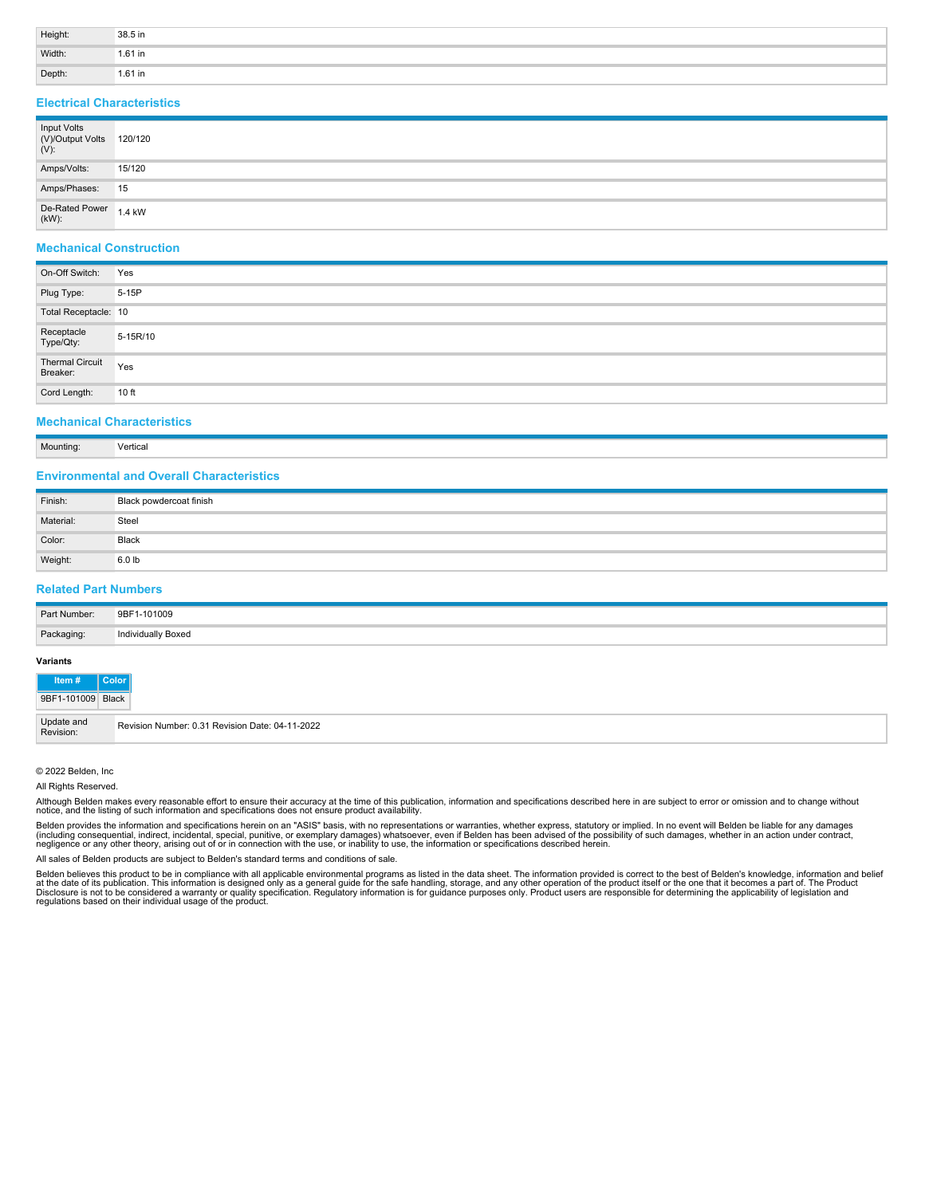| | |
|---|---|
| Height: | 38.5 in |
| Width: | 1.61 in |
| Depth: | 1.61 in |

## Electrical Characteristics

| | |
|---|---|
| Input Volts (V)/Output Volts (V): | 120/120 |
| Amps/Volts: | 15/120 |
| Amps/Phases: | 15 |
| De-Rated Power (kW): | 1.4 kW |

## Mechanical Construction

| | |
|---|---|
| On-Off Switch: | Yes |
| Plug Type: | 5-15P |
| Total Receptacle: | 10 |
| Receptacle Type/Qty: | 5-15R/10 |
| Thermal Circuit Breaker: | Yes |
| Cord Length: | 10 ft |

## Mechanical Characteristics

| | |
|---|---|
| Mounting: | Vertical |

## Environmental and Overall Characteristics

| | |
|---|---|
| Finish: | Black powdercoat finish |
| Material: | Steel |
| Color: | Black |
| Weight: | 6.0 lb |

## Related Part Numbers

| | |
|---|---|
| Part Number: | 9BF1-101009 |
| Packaging: | Individually Boxed |

**Variants**

| Item # | Color |
|---|---|
| 9BF1-101009 | Black |

| | |
|---|---|
| Update and Revision: | Revision Number: 0.31 Revision Date: 04-11-2022 |

© 2022 Belden, Inc

All Rights Reserved.

Although Belden makes every reasonable effort to ensure their accuracy at the time of this publication, information and specifications described here in are subject to error or omission and to change without notice, and the listing of such information and specifications does not ensure product availability.

Belden provides the information and specifications herein on an "ASIS" basis, with no representations or warranties, whether express, statutory or implied. In no event will Belden be liable for any damages (including consequential, indirect, incidental, special, punitive, or exemplary damages) whatsoever, even if Belden has been advised of the possibility of such damages, whether in an action under contract, negligence or any other theory, arising out of or in connection with the use, or inability to use, the information or specifications described herein.

All sales of Belden products are subject to Belden's standard terms and conditions of sale.

Belden believes this product to be in compliance with all applicable environmental programs as listed in the data sheet. The information provided is correct to the best of Belden's knowledge, information and belief at the date of its publication. This information is designed only as a general guide for the safe handling, storage, and any other operation of the product itself or the one that it becomes a part of. The Product Disclosure is not to be considered a warranty or quality specification. Regulatory information is for guidance purposes only. Product users are responsible for determining the applicability of legislation and regulations based on their individual usage of the product.